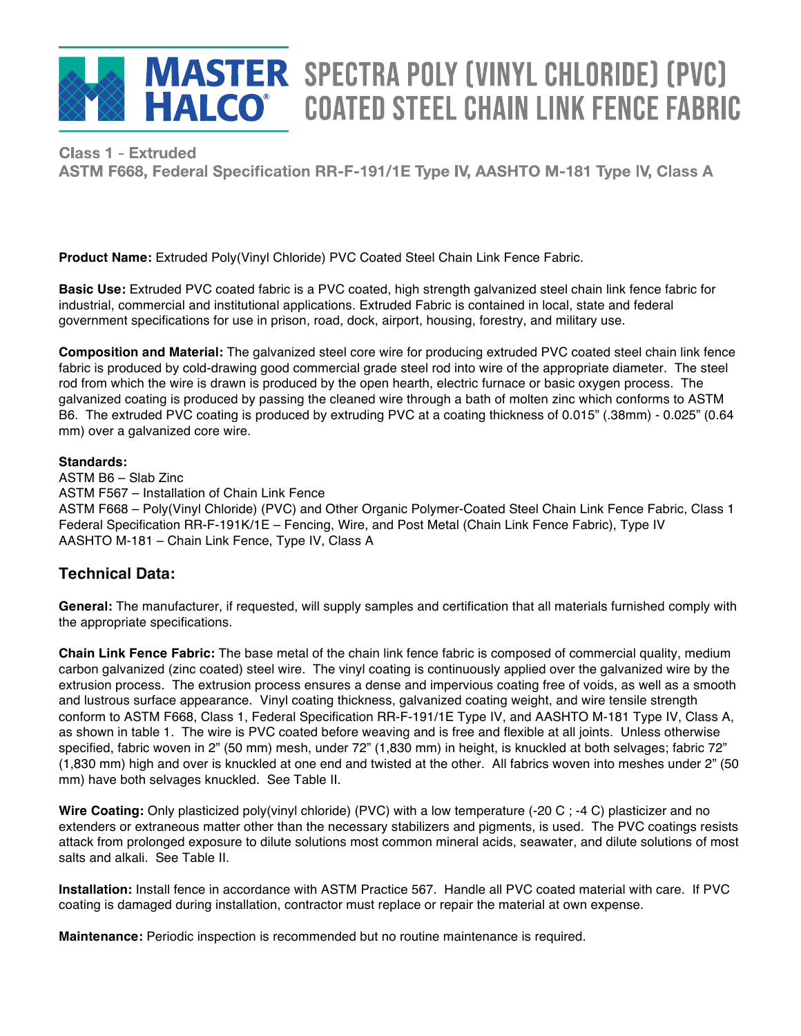# MASTER HALCO® SPECTRA POLY (VINYL CHLORIDE) (PVC) COATED STEEL CHAIN LINK FENCE FABRIC

**Class 1 - Extruded**
**ASTM F668, Federal Specification RR-F-191/1E Type IV, AASHTO M-181 Type IV, Class A**

**Product Name:** Extruded Poly(Vinyl Chloride) PVC Coated Steel Chain Link Fence Fabric.

**Basic Use:** Extruded PVC coated fabric is a PVC coated, high strength galvanized steel chain link fence fabric for industrial, commercial and institutional applications. Extruded Fabric is contained in local, state and federal government specifications for use in prison, road, dock, airport, housing, forestry, and military use.

**Composition and Material:** The galvanized steel core wire for producing extruded PVC coated steel chain link fence fabric is produced by cold-drawing good commercial grade steel rod into wire of the appropriate diameter. The steel rod from which the wire is drawn is produced by the open hearth, electric furnace or basic oxygen process. The galvanized coating is produced by passing the cleaned wire through a bath of molten zinc which conforms to ASTM B6. The extruded PVC coating is produced by extruding PVC at a coating thickness of 0.015" (.38mm) - 0.025" (0.64 mm) over a galvanized core wire.

**Standards:**
ASTM B6 – Slab Zinc
ASTM F567 – Installation of Chain Link Fence
ASTM F668 – Poly(Vinyl Chloride) (PVC) and Other Organic Polymer-Coated Steel Chain Link Fence Fabric, Class 1
Federal Specification RR-F-191K/1E – Fencing, Wire, and Post Metal (Chain Link Fence Fabric), Type IV
AASHTO M-181 – Chain Link Fence, Type IV, Class A

## Technical Data:

**General:** The manufacturer, if requested, will supply samples and certification that all materials furnished comply with the appropriate specifications.

**Chain Link Fence Fabric:** The base metal of the chain link fence fabric is composed of commercial quality, medium carbon galvanized (zinc coated) steel wire. The vinyl coating is continuously applied over the galvanized wire by the extrusion process. The extrusion process ensures a dense and impervious coating free of voids, as well as a smooth and lustrous surface appearance. Vinyl coating thickness, galvanized coating weight, and wire tensile strength conform to ASTM F668, Class 1, Federal Specification RR-F-191/1E Type IV, and AASHTO M-181 Type IV, Class A, as shown in table 1. The wire is PVC coated before weaving and is free and flexible at all joints. Unless otherwise specified, fabric woven in 2" (50 mm) mesh, under 72" (1,830 mm) in height, is knuckled at both selvages; fabric 72" (1,830 mm) high and over is knuckled at one end and twisted at the other. All fabrics woven into meshes under 2" (50 mm) have both selvages knuckled. See Table II.

**Wire Coating:** Only plasticized poly(vinyl chloride) (PVC) with a low temperature (-20 C ; -4 C) plasticizer and no extenders or extraneous matter other than the necessary stabilizers and pigments, is used. The PVC coatings resists attack from prolonged exposure to dilute solutions most common mineral acids, seawater, and dilute solutions of most salts and alkali. See Table II.

**Installation:** Install fence in accordance with ASTM Practice 567. Handle all PVC coated material with care. If PVC coating is damaged during installation, contractor must replace or repair the material at own expense.

**Maintenance:** Periodic inspection is recommended but no routine maintenance is required.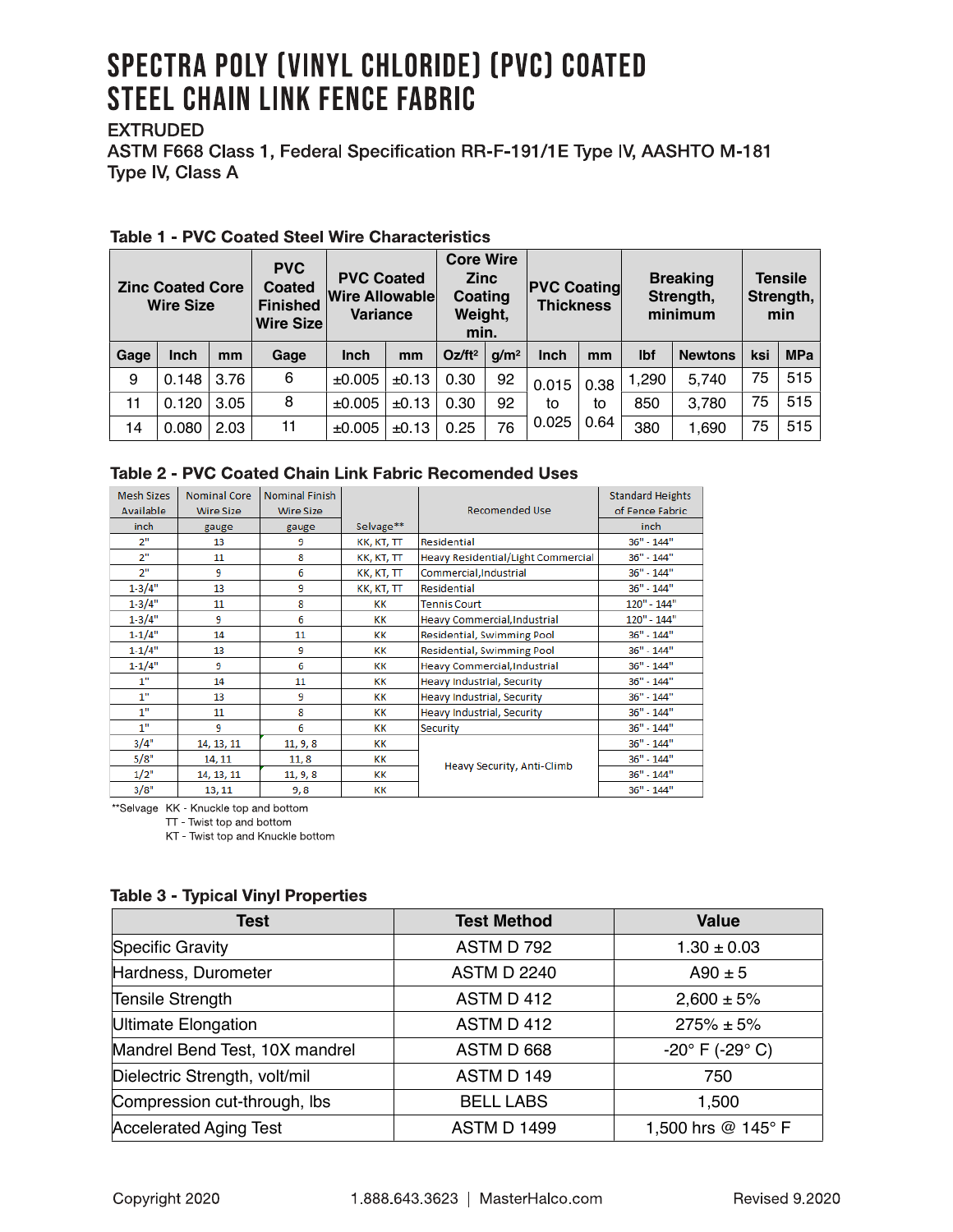# SPECTRA POLY (VINYL CHLORIDE) (PVC) COATED STEEL CHAIN LINK FENCE FABRIC

EXTRUDED

ASTM F668 Class 1, Federal Specification RR-F-191/1E Type IV, AASHTO M-181 Type IV, Class A

### Table 1 - PVC Coated Steel Wire Characteristics

| Zinc Coated Core Wire Size | | | PVC Coated Finished Wire Size | PVC Coated Wire Allowable Variance | | Core Wire Zinc Coating Weight, min. | | PVC Coating Thickness | | Breaking Strength, minimum | | Tensile Strength, min | |
|---|---|---|---|---|---|---|---|---|---|---|---|---|---|
| Gage | Inch | mm | Gage | Inch | mm | Oz/ft² | g/m² | Inch | mm | lbf | Newtons | ksi | MPa |
| 9 | 0.148 | 3.76 | 6 | ±0.005 | ±0.13 | 0.30 | 92 | 0.015 to 0.025 | 0.38 to 0.64 | 1,290 | 5,740 | 75 | 515 |
| 11 | 0.120 | 3.05 | 8 | ±0.005 | ±0.13 | 0.30 | 92 | | | 850 | 3,780 | 75 | 515 |
| 14 | 0.080 | 2.03 | 11 | ±0.005 | ±0.13 | 0.25 | 76 | | | 380 | 1,690 | 75 | 515 |

### Table 2 - PVC Coated Chain Link Fabric Recomended Uses

| Mesh Sizes Available | Nominal Core Wire Size | Nominal Finish Wire Size | | Recomended Use | Standard Heights of Fence Fabric |
|---|---|---|---|---|---|
| inch | gauge | gauge | Selvage** | | inch |
| 2" | 13 | 9 | KK, KT, TT | Residential | 36" - 144" |
| 2" | 11 | 8 | KK, KT, TT | Heavy Residential/Light Commercial | 36" - 144" |
| 2" | 9 | 6 | KK, KT, TT | Commercial,Industrial | 36" - 144" |
| 1-3/4" | 13 | 9 | KK, KT, TT | Residential | 36" - 144" |
| 1-3/4" | 11 | 8 | KK | Tennis Court | 120" - 144" |
| 1-3/4" | 9 | 6 | KK | Heavy Commercial,Industrial | 120" - 144" |
| 1-1/4" | 14 | 11 | KK | Residential, Swimming Pool | 36" - 144" |
| 1-1/4" | 13 | 9 | KK | Residential, Swimming Pool | 36" - 144" |
| 1-1/4" | 9 | 6 | KK | Heavy Commercial,Industrial | 36" - 144" |
| 1" | 14 | 11 | KK | Heavy Industrial, Security | 36" - 144" |
| 1" | 13 | 9 | KK | Heavy Industrial, Security | 36" - 144" |
| 1" | 11 | 8 | KK | Heavy Industrial, Security | 36" - 144" |
| 1" | 9 | 6 | KK | Security | 36" - 144" |
| 3/4" | 14, 13, 11 | 11, 9, 8 | KK | Heavy Security, Anti-Climb | 36" - 144" |
| 5/8" | 14, 11 | 11, 8 | KK | | 36" - 144" |
| 1/2" | 14, 13, 11 | 11, 9, 8 | KK | | 36" - 144" |
| 3/8" | 13, 11 | 9, 8 | KK | | 36" - 144" |

**Selvage KK - Knuckle top and bottom
TT - Twist top and bottom
KT - Twist top and Knuckle bottom

### Table 3 - Typical Vinyl Properties

| Test | Test Method | Value |
|---|---|---|
| Specific Gravity | ASTM D 792 | 1.30 ± 0.03 |
| Hardness, Durometer | ASTM D 2240 | A90 ± 5 |
| Tensile Strength | ASTM D 412 | 2,600 ± 5% |
| Ultimate Elongation | ASTM D 412 | 275% ± 5% |
| Mandrel Bend Test, 10X mandrel | ASTM D 668 | -20° F (-29° C) |
| Dielectric Strength, volt/mil | ASTM D 149 | 750 |
| Compression cut-through, lbs | BELL LABS | 1,500 |
| Accelerated Aging Test | ASTM D 1499 | 1,500 hrs @ 145° F |

Copyright 2020 1.888.643.3623 | MasterHalco.com Revised 9.2020